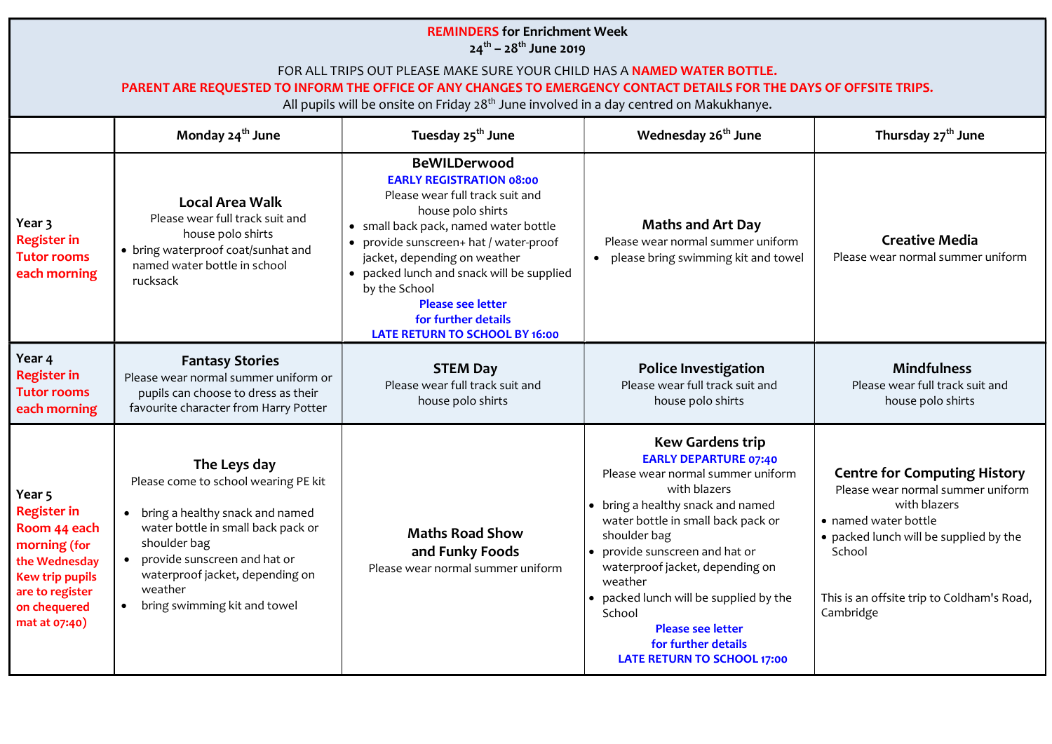**REMINDERS for Enrichment Week**
**24th – 28th June 2019**

FOR ALL TRIPS OUT PLEASE MAKE SURE YOUR CHILD HAS A **NAMED WATER BOTTLE.**

**PARENT ARE REQUESTED TO INFORM THE OFFICE OF ANY CHANGES TO EMERGENCY CONTACT DETAILS FOR THE DAYS OF OFFSITE TRIPS.**

All pupils will be onsite on Friday 28th June involved in a day centred on Makukhanye.

| | Monday 24th June | Tuesday 25th June | Wednesday 26th June | Thursday 27th June |
|---|---|---|---|---|
| **Year 3** **Register in Tutor rooms each morning** | **Local Area Walk** Please wear full track suit and house polo shirts<br>• bring waterproof coat/sunhat and named water bottle in school rucksack | **BeWILDerwood** **EARLY REGISTRATION 08:00** Please wear full track suit and house polo shirts<br>• small back pack, named water bottle<br>• provide sunscreen+ hat / water-proof jacket, depending on weather<br>• packed lunch and snack will be supplied by the School<br>**Please see letter for further details**<br>**LATE RETURN TO SCHOOL BY 16:00** | **Maths and Art Day** Please wear normal summer uniform<br>• please bring swimming kit and towel | **Creative Media** Please wear normal summer uniform |
| **Year 4** **Register in Tutor rooms each morning** | **Fantasy Stories** Please wear normal summer uniform or pupils can choose to dress as their favourite character from Harry Potter | **STEM Day** Please wear full track suit and house polo shirts | **Police Investigation** Please wear full track suit and house polo shirts | **Mindfulness** Please wear full track suit and house polo shirts |
| **Year 5** **Register in Room 44 each morning (for the Wednesday Kew trip pupils are to register on chequered mat at 07:40)** | **The Leys day** Please come to school wearing PE kit<br>• bring a healthy snack and named water bottle in small back pack or shoulder bag<br>• provide sunscreen and hat or waterproof jacket, depending on weather<br>• bring swimming kit and towel | **Maths Road Show and Funky Foods** Please wear normal summer uniform | **Kew Gardens trip** **EARLY DEPARTURE 07:40** Please wear normal summer uniform with blazers<br>• bring a healthy snack and named water bottle in small back pack or shoulder bag<br>• provide sunscreen and hat or waterproof jacket, depending on weather<br>• packed lunch will be supplied by the School<br>**Please see letter for further details**<br>**LATE RETURN TO SCHOOL 17:00** | **Centre for Computing History** Please wear normal summer uniform with blazers<br>• named water bottle<br>• packed lunch will be supplied by the School<br>This is an offsite trip to Coldham's Road, Cambridge |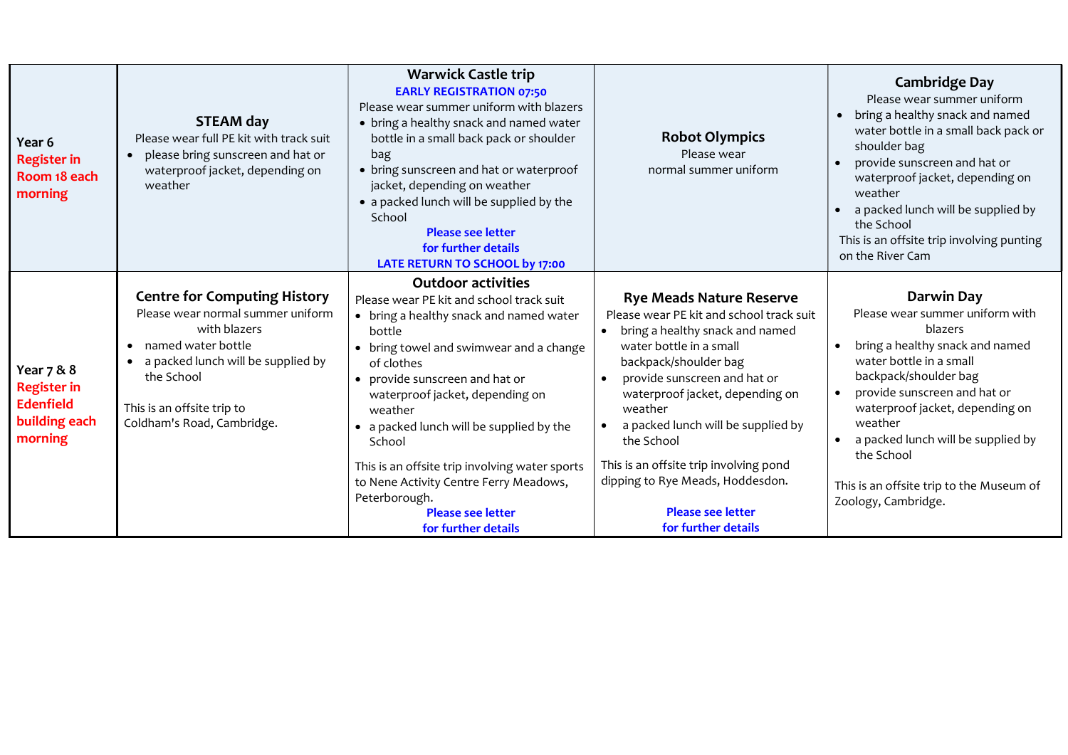| | | | | |
|---|---|---|---|---|
| Year 6 **Register in Room 18 each morning** | **STEAM day** Please wear full PE kit with track suit<br>• please bring sunscreen and hat or waterproof jacket, depending on weather | **Warwick Castle trip** **EARLY REGISTRATION 07:50** Please wear summer uniform with blazers<br>• bring a healthy snack and named water bottle in a small back pack or shoulder bag<br>• bring sunscreen and hat or waterproof jacket, depending on weather<br>• a packed lunch will be supplied by the School<br>**Please see letter for further details**<br>**LATE RETURN TO SCHOOL by 17:00** | **Robot Olympics** Please wear normal summer uniform | **Cambridge Day** Please wear summer uniform<br>• bring a healthy snack and named water bottle in a small back pack or shoulder bag<br>• provide sunscreen and hat or waterproof jacket, depending on weather<br>• a packed lunch will be supplied by the School<br>This is an offsite trip involving punting on the River Cam |
| Year 7 & 8 **Register in Edenfield building each morning** | **Centre for Computing History** Please wear normal summer uniform with blazers<br>• named water bottle<br>• a packed lunch will be supplied by the School<br>This is an offsite trip to Coldham's Road, Cambridge. | **Outdoor activities** Please wear PE kit and school track suit<br>• bring a healthy snack and named water bottle<br>• bring towel and swimwear and a change of clothes<br>• provide sunscreen and hat or waterproof jacket, depending on weather<br>• a packed lunch will be supplied by the School<br>This is an offsite trip involving water sports to Nene Activity Centre Ferry Meadows, Peterborough.<br>**Please see letter for further details** | **Rye Meads Nature Reserve** Please wear PE kit and school track suit<br>• bring a healthy snack and named water bottle in a small backpack/shoulder bag<br>• provide sunscreen and hat or waterproof jacket, depending on weather<br>• a packed lunch will be supplied by the School<br>This is an offsite trip involving pond dipping to Rye Meads, Hoddesdon.<br>**Please see letter for further details** | **Darwin Day** Please wear summer uniform with blazers<br>• bring a healthy snack and named water bottle in a small backpack/shoulder bag<br>• provide sunscreen and hat or waterproof jacket, depending on weather<br>• a packed lunch will be supplied by the School<br>This is an offsite trip to the Museum of Zoology, Cambridge. |